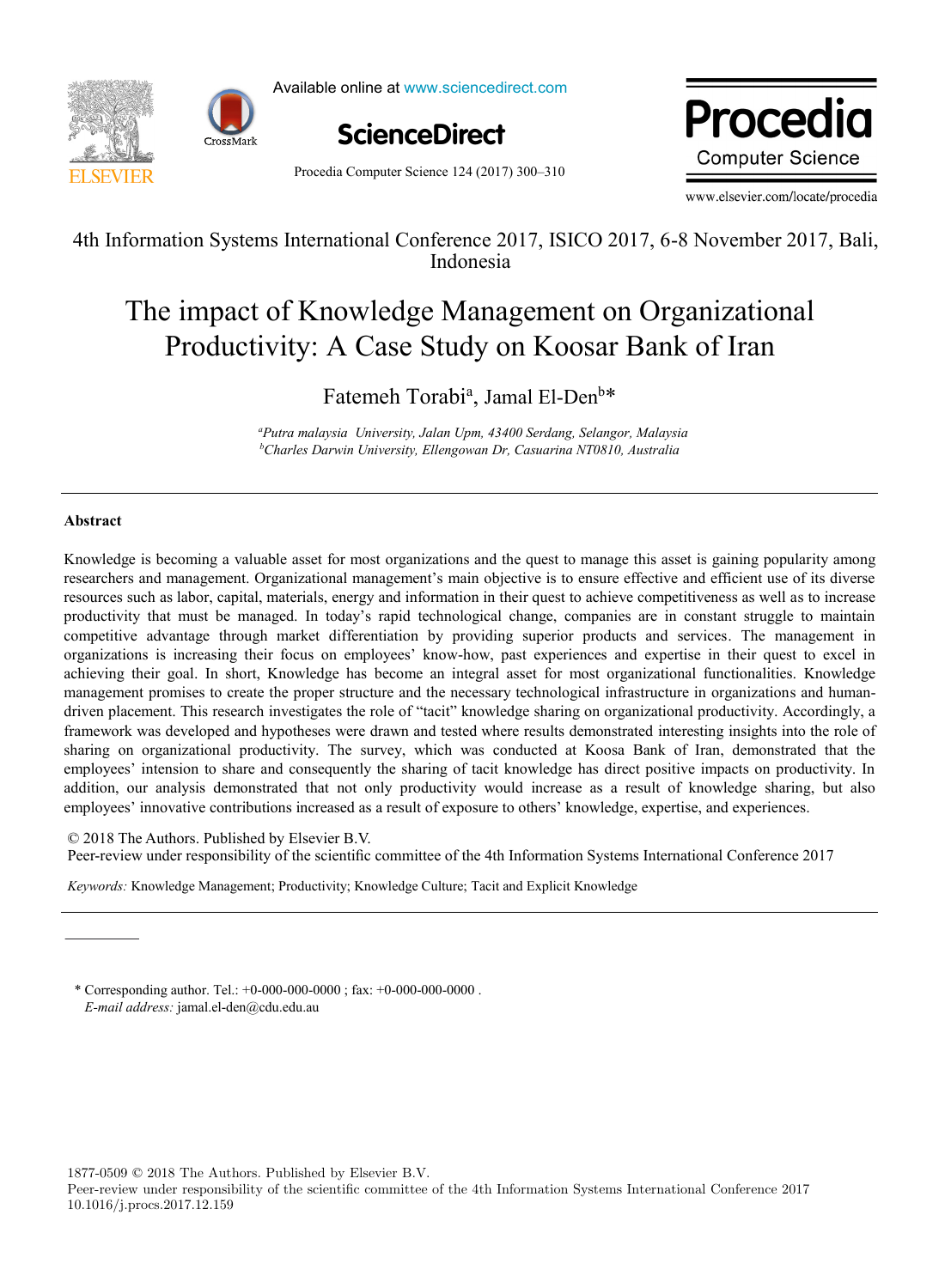4th Information Systems International Conference 2017, ISICO 2017, 6-8 November 2017, Bali, Indonesia

# The impact of Knowledge Management on Organizational Productivity: A Case Study on Koosar Bank of Iran

Fatemeh Torabi[a], Jamal El-Den[b]*

[a]*Putra malaysia University, Jalan Upm, 43400 Serdang, Selangor, Malaysia*
[b]*Charles Darwin University, Ellengowan Dr, Casuarina NT0810, Australia*

## Abstract

Knowledge is becoming a valuable asset for most organizations and the quest to manage this asset is gaining popularity among researchers and management. Organizational management's main objective is to ensure effective and efficient use of its diverse resources such as labor, capital, materials, energy and information in their quest to achieve competitiveness as well as to increase productivity that must be managed. In today's rapid technological change, companies are in constant struggle to maintain competitive advantage through market differentiation by providing superior products and services. The management in organizations is increasing their focus on employees' know-how, past experiences and expertise in their quest to excel in achieving their goal. In short, Knowledge has become an integral asset for most organizational functionalities. Knowledge management promises to create the proper structure and the necessary technological infrastructure in organizations and human-driven placement. This research investigates the role of "tacit" knowledge sharing on organizational productivity. Accordingly, a framework was developed and hypotheses were drawn and tested where results demonstrated interesting insights into the role of sharing on organizational productivity. The survey, which was conducted at Koosa Bank of Iran, demonstrated that the employees' intension to share and consequently the sharing of tacit knowledge has direct positive impacts on productivity. In addition, our analysis demonstrated that not only productivity would increase as a result of knowledge sharing, but also employees' innovative contributions increased as a result of exposure to others' knowledge, expertise, and experiences.

© 2018 The Authors. Published by Elsevier B.V.
Peer-review under responsibility of the scientific committee of the 4th Information Systems International Conference 2017

*Keywords:* Knowledge Management; Productivity; Knowledge Culture; Tacit and Explicit Knowledge

\* Corresponding author. Tel.: +0-000-000-0000 ; fax: +0-000-000-0000 .
*E-mail address:* jamal.el-den@cdu.edu.au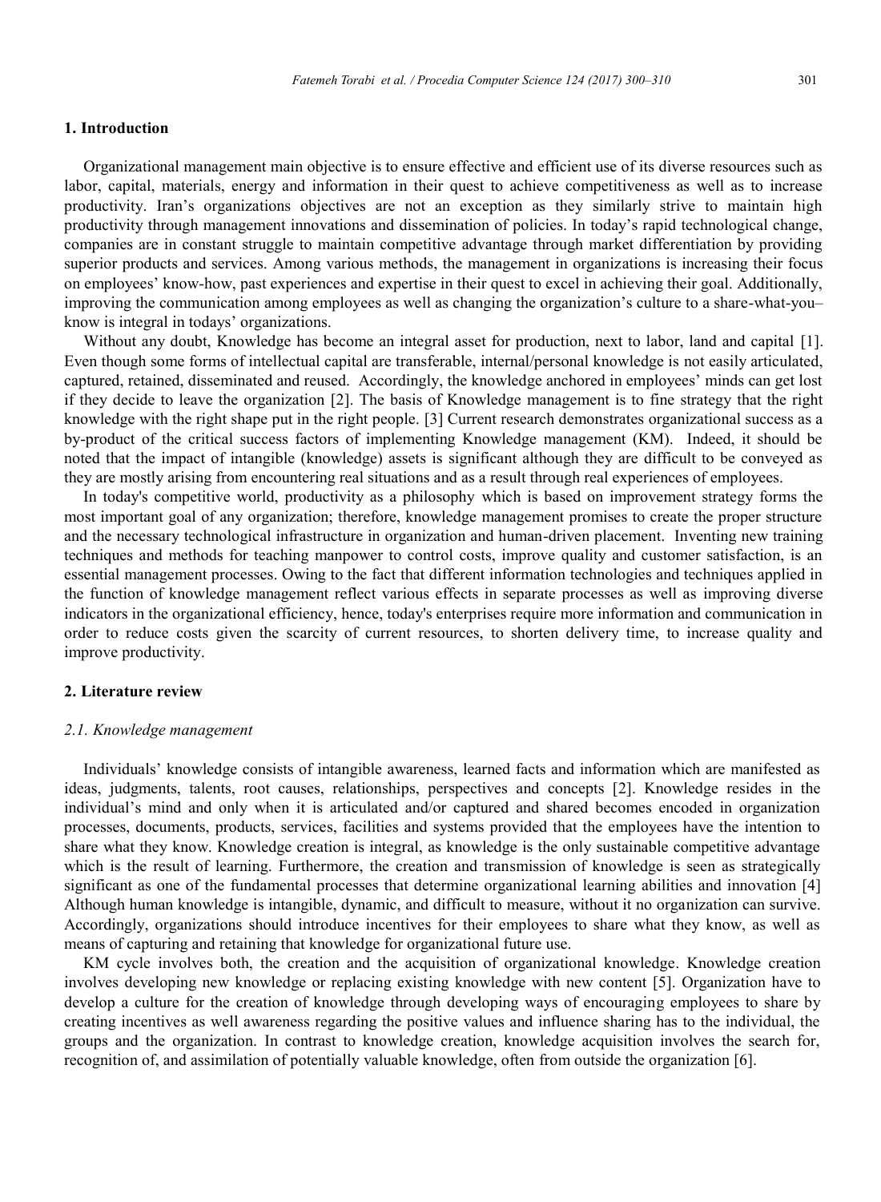## 1. Introduction

Organizational management main objective is to ensure effective and efficient use of its diverse resources such as labor, capital, materials, energy and information in their quest to achieve competitiveness as well as to increase productivity. Iran's organizations objectives are not an exception as they similarly strive to maintain high productivity through management innovations and dissemination of policies. In today's rapid technological change, companies are in constant struggle to maintain competitive advantage through market differentiation by providing superior products and services. Among various methods, the management in organizations is increasing their focus on employees' know-how, past experiences and expertise in their quest to excel in achieving their goal. Additionally, improving the communication among employees as well as changing the organization's culture to a share-what-you–know is integral in todays' organizations.

Without any doubt, Knowledge has become an integral asset for production, next to labor, land and capital [1]. Even though some forms of intellectual capital are transferable, internal/personal knowledge is not easily articulated, captured, retained, disseminated and reused. Accordingly, the knowledge anchored in employees' minds can get lost if they decide to leave the organization [2]. The basis of Knowledge management is to fine strategy that the right knowledge with the right shape put in the right people. [3] Current research demonstrates organizational success as a by-product of the critical success factors of implementing Knowledge management (KM). Indeed, it should be noted that the impact of intangible (knowledge) assets is significant although they are difficult to be conveyed as they are mostly arising from encountering real situations and as a result through real experiences of employees.

In today's competitive world, productivity as a philosophy which is based on improvement strategy forms the most important goal of any organization; therefore, knowledge management promises to create the proper structure and the necessary technological infrastructure in organization and human-driven placement. Inventing new training techniques and methods for teaching manpower to control costs, improve quality and customer satisfaction, is an essential management processes. Owing to the fact that different information technologies and techniques applied in the function of knowledge management reflect various effects in separate processes as well as improving diverse indicators in the organizational efficiency, hence, today's enterprises require more information and communication in order to reduce costs given the scarcity of current resources, to shorten delivery time, to increase quality and improve productivity.

## 2. Literature review

### *2.1. Knowledge management*

Individuals' knowledge consists of intangible awareness, learned facts and information which are manifested as ideas, judgments, talents, root causes, relationships, perspectives and concepts [2]. Knowledge resides in the individual's mind and only when it is articulated and/or captured and shared becomes encoded in organization processes, documents, products, services, facilities and systems provided that the employees have the intention to share what they know. Knowledge creation is integral, as knowledge is the only sustainable competitive advantage which is the result of learning. Furthermore, the creation and transmission of knowledge is seen as strategically significant as one of the fundamental processes that determine organizational learning abilities and innovation [4] Although human knowledge is intangible, dynamic, and difficult to measure, without it no organization can survive. Accordingly, organizations should introduce incentives for their employees to share what they know, as well as means of capturing and retaining that knowledge for organizational future use.

KM cycle involves both, the creation and the acquisition of organizational knowledge. Knowledge creation involves developing new knowledge or replacing existing knowledge with new content [5]. Organization have to develop a culture for the creation of knowledge through developing ways of encouraging employees to share by creating incentives as well awareness regarding the positive values and influence sharing has to the individual, the groups and the organization. In contrast to knowledge creation, knowledge acquisition involves the search for, recognition of, and assimilation of potentially valuable knowledge, often from outside the organization [6].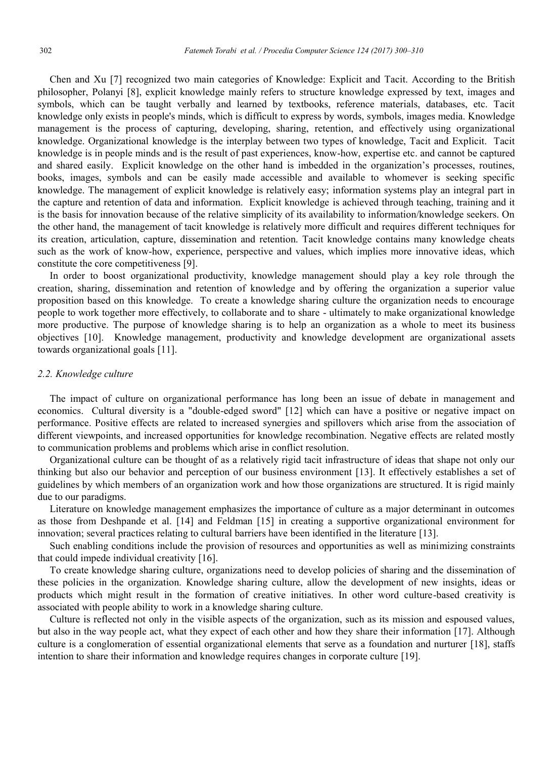Chen and Xu [7] recognized two main categories of Knowledge: Explicit and Tacit. According to the British philosopher, Polanyi [8], explicit knowledge mainly refers to structure knowledge expressed by text, images and symbols, which can be taught verbally and learned by textbooks, reference materials, databases, etc. Tacit knowledge only exists in people's minds, which is difficult to express by words, symbols, images media. Knowledge management is the process of capturing, developing, sharing, retention, and effectively using organizational knowledge. Organizational knowledge is the interplay between two types of knowledge, Tacit and Explicit. Tacit knowledge is in people minds and is the result of past experiences, know-how, expertise etc. and cannot be captured and shared easily. Explicit knowledge on the other hand is imbedded in the organization's processes, routines, books, images, symbols and can be easily made accessible and available to whomever is seeking specific knowledge. The management of explicit knowledge is relatively easy; information systems play an integral part in the capture and retention of data and information. Explicit knowledge is achieved through teaching, training and it is the basis for innovation because of the relative simplicity of its availability to information/knowledge seekers. On the other hand, the management of tacit knowledge is relatively more difficult and requires different techniques for its creation, articulation, capture, dissemination and retention. Tacit knowledge contains many knowledge cheats such as the work of know-how, experience, perspective and values, which implies more innovative ideas, which constitute the core competitiveness [9].

In order to boost organizational productivity, knowledge management should play a key role through the creation, sharing, dissemination and retention of knowledge and by offering the organization a superior value proposition based on this knowledge. To create a knowledge sharing culture the organization needs to encourage people to work together more effectively, to collaborate and to share - ultimately to make organizational knowledge more productive. The purpose of knowledge sharing is to help an organization as a whole to meet its business objectives [10]. Knowledge management, productivity and knowledge development are organizational assets towards organizational goals [11].

### *2.2. Knowledge culture*

The impact of culture on organizational performance has long been an issue of debate in management and economics. Cultural diversity is a "double-edged sword" [12] which can have a positive or negative impact on performance. Positive effects are related to increased synergies and spillovers which arise from the association of different viewpoints, and increased opportunities for knowledge recombination. Negative effects are related mostly to communication problems and problems which arise in conflict resolution.

Organizational culture can be thought of as a relatively rigid tacit infrastructure of ideas that shape not only our thinking but also our behavior and perception of our business environment [13]. It effectively establishes a set of guidelines by which members of an organization work and how those organizations are structured. It is rigid mainly due to our paradigms.

Literature on knowledge management emphasizes the importance of culture as a major determinant in outcomes as those from Deshpande et al. [14] and Feldman [15] in creating a supportive organizational environment for innovation; several practices relating to cultural barriers have been identified in the literature [13].

Such enabling conditions include the provision of resources and opportunities as well as minimizing constraints that could impede individual creativity [16].

To create knowledge sharing culture, organizations need to develop policies of sharing and the dissemination of these policies in the organization. Knowledge sharing culture, allow the development of new insights, ideas or products which might result in the formation of creative initiatives. In other word culture-based creativity is associated with people ability to work in a knowledge sharing culture.

Culture is reflected not only in the visible aspects of the organization, such as its mission and espoused values, but also in the way people act, what they expect of each other and how they share their information [17]. Although culture is a conglomeration of essential organizational elements that serve as a foundation and nurturer [18], staffs intention to share their information and knowledge requires changes in corporate culture [19].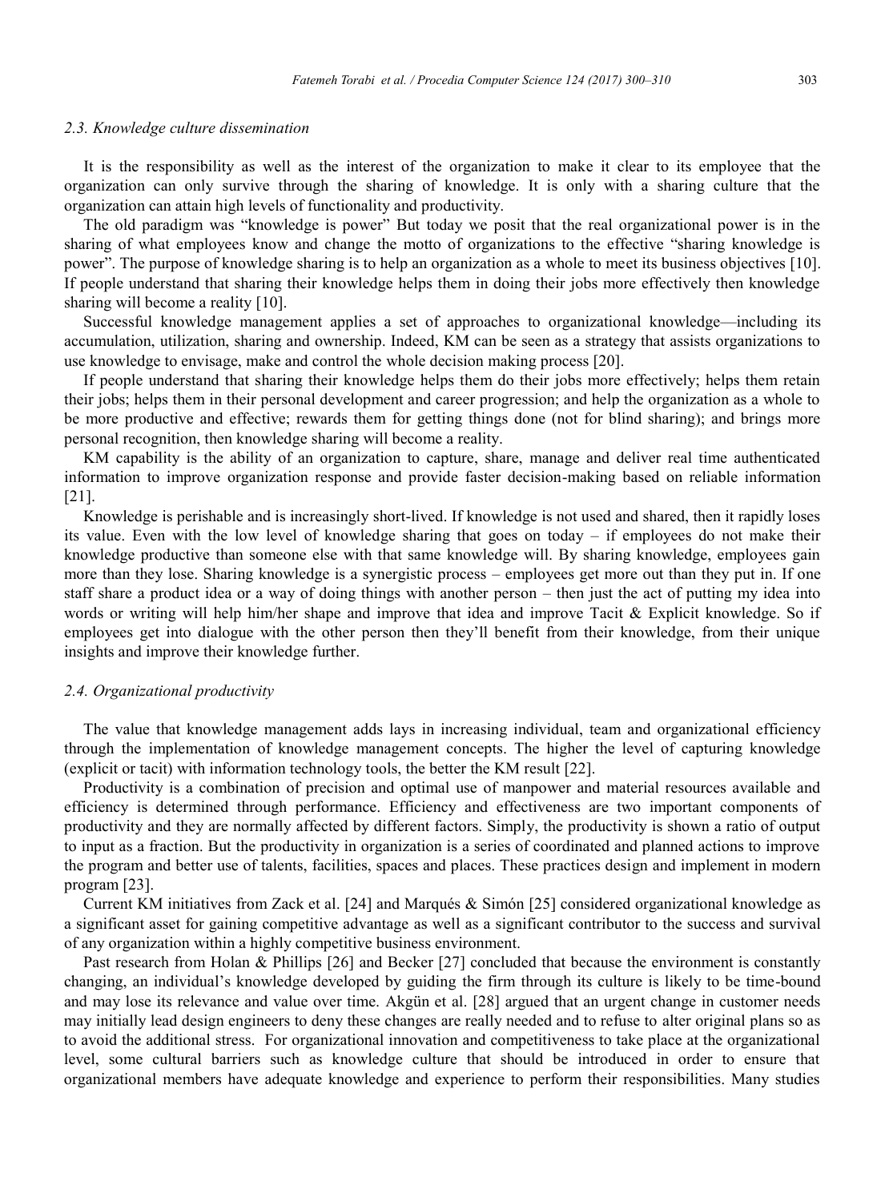### *2.3. Knowledge culture dissemination*

It is the responsibility as well as the interest of the organization to make it clear to its employee that the organization can only survive through the sharing of knowledge. It is only with a sharing culture that the organization can attain high levels of functionality and productivity.

The old paradigm was "knowledge is power" But today we posit that the real organizational power is in the sharing of what employees know and change the motto of organizations to the effective "sharing knowledge is power". The purpose of knowledge sharing is to help an organization as a whole to meet its business objectives [10]. If people understand that sharing their knowledge helps them in doing their jobs more effectively then knowledge sharing will become a reality [10].

Successful knowledge management applies a set of approaches to organizational knowledge—including its accumulation, utilization, sharing and ownership. Indeed, KM can be seen as a strategy that assists organizations to use knowledge to envisage, make and control the whole decision making process [20].

If people understand that sharing their knowledge helps them do their jobs more effectively; helps them retain their jobs; helps them in their personal development and career progression; and help the organization as a whole to be more productive and effective; rewards them for getting things done (not for blind sharing); and brings more personal recognition, then knowledge sharing will become a reality.

KM capability is the ability of an organization to capture, share, manage and deliver real time authenticated information to improve organization response and provide faster decision-making based on reliable information [21].

Knowledge is perishable and is increasingly short-lived. If knowledge is not used and shared, then it rapidly loses its value. Even with the low level of knowledge sharing that goes on today – if employees do not make their knowledge productive than someone else with that same knowledge will. By sharing knowledge, employees gain more than they lose. Sharing knowledge is a synergistic process – employees get more out than they put in. If one staff share a product idea or a way of doing things with another person – then just the act of putting my idea into words or writing will help him/her shape and improve that idea and improve Tacit & Explicit knowledge. So if employees get into dialogue with the other person then they'll benefit from their knowledge, from their unique insights and improve their knowledge further.

### *2.4. Organizational productivity*

The value that knowledge management adds lays in increasing individual, team and organizational efficiency through the implementation of knowledge management concepts. The higher the level of capturing knowledge (explicit or tacit) with information technology tools, the better the KM result [22].

Productivity is a combination of precision and optimal use of manpower and material resources available and efficiency is determined through performance. Efficiency and effectiveness are two important components of productivity and they are normally affected by different factors. Simply, the productivity is shown a ratio of output to input as a fraction. But the productivity in organization is a series of coordinated and planned actions to improve the program and better use of talents, facilities, spaces and places. These practices design and implement in modern program [23].

Current KM initiatives from Zack et al. [24] and Marqués & Simón [25] considered organizational knowledge as a significant asset for gaining competitive advantage as well as a significant contributor to the success and survival of any organization within a highly competitive business environment.

Past research from Holan & Phillips [26] and Becker [27] concluded that because the environment is constantly changing, an individual's knowledge developed by guiding the firm through its culture is likely to be time-bound and may lose its relevance and value over time. Akgün et al. [28] argued that an urgent change in customer needs may initially lead design engineers to deny these changes are really needed and to refuse to alter original plans so as to avoid the additional stress. For organizational innovation and competitiveness to take place at the organizational level, some cultural barriers such as knowledge culture that should be introduced in order to ensure that organizational members have adequate knowledge and experience to perform their responsibilities. Many studies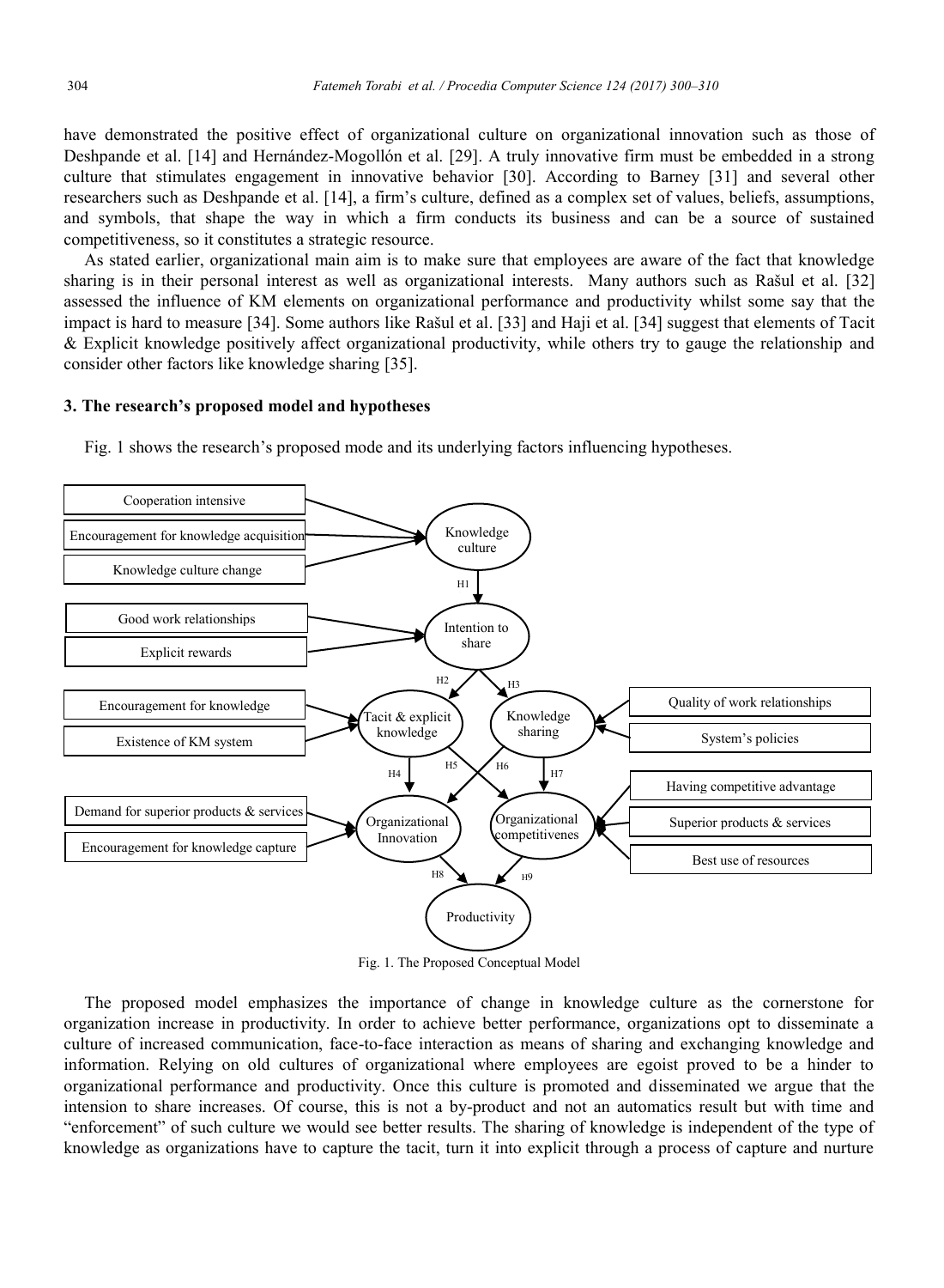have demonstrated the positive effect of organizational culture on organizational innovation such as those of Deshpande et al. [14] and Hernández-Mogollón et al. [29]. A truly innovative firm must be embedded in a strong culture that stimulates engagement in innovative behavior [30]. According to Barney [31] and several other researchers such as Deshpande et al. [14], a firm's culture, defined as a complex set of values, beliefs, assumptions, and symbols, that shape the way in which a firm conducts its business and can be a source of sustained competitiveness, so it constitutes a strategic resource.

As stated earlier, organizational main aim is to make sure that employees are aware of the fact that knowledge sharing is in their personal interest as well as organizational interests. Many authors such as Rašul et al. [32] assessed the influence of KM elements on organizational performance and productivity whilst some say that the impact is hard to measure [34]. Some authors like Rašul et al. [33] and Haji et al. [34] suggest that elements of Tacit & Explicit knowledge positively affect organizational productivity, while others try to gauge the relationship and consider other factors like knowledge sharing [35].

## 3. The research's proposed model and hypotheses

Fig. 1 shows the research's proposed mode and its underlying factors influencing hypotheses.

Fig. 1. The Proposed Conceptual Model

The proposed model emphasizes the importance of change in knowledge culture as the cornerstone for organization increase in productivity. In order to achieve better performance, organizations opt to disseminate a culture of increased communication, face-to-face interaction as means of sharing and exchanging knowledge and information. Relying on old cultures of organizational where employees are egoist proved to be a hinder to organizational performance and productivity. Once this culture is promoted and disseminated we argue that the intension to share increases. Of course, this is not a by-product and not an automatics result but with time and "enforcement" of such culture we would see better results. The sharing of knowledge is independent of the type of knowledge as organizations have to capture the tacit, turn it into explicit through a process of capture and nurture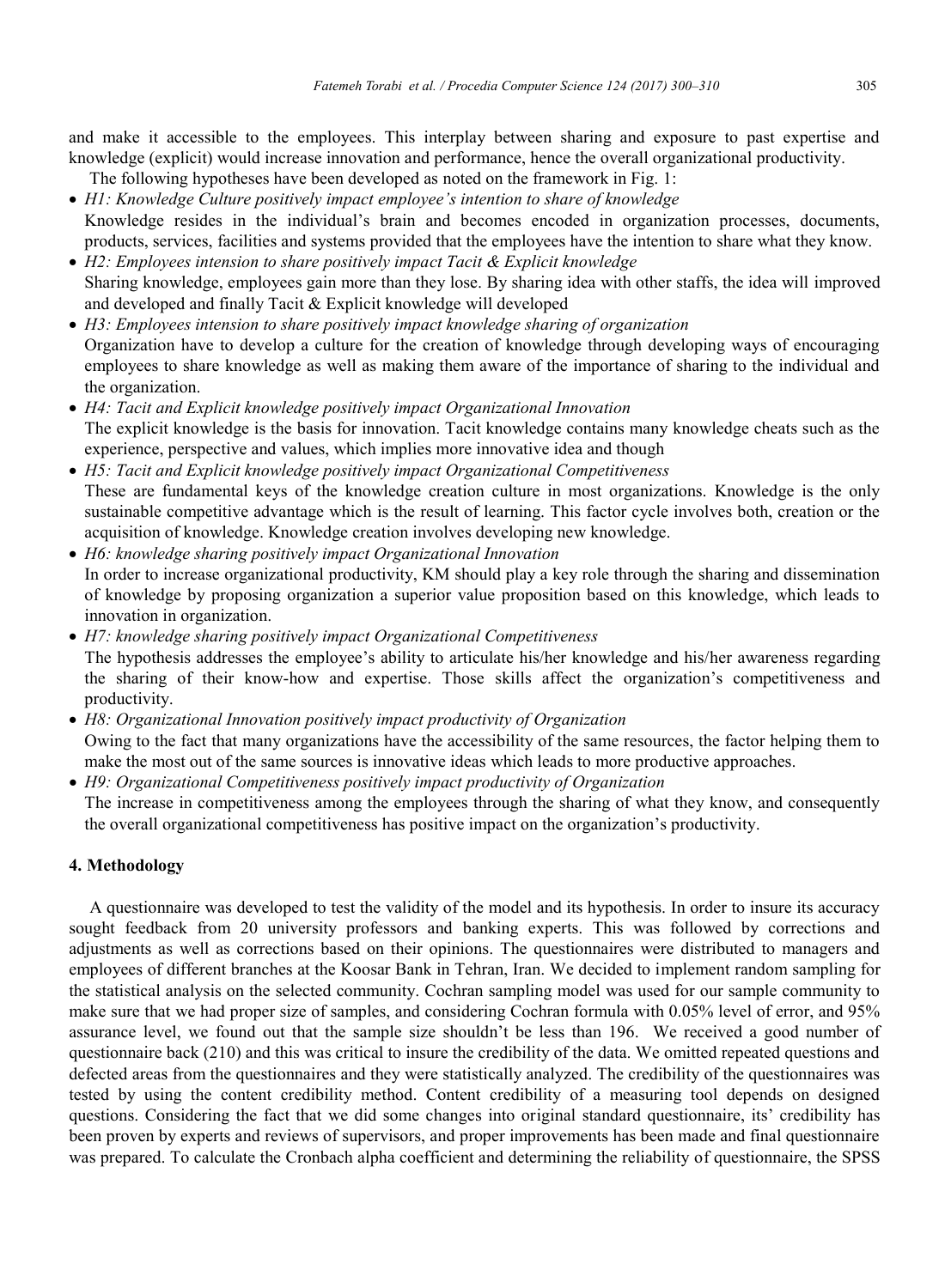and make it accessible to the employees. This interplay between sharing and exposure to past expertise and knowledge (explicit) would increase innovation and performance, hence the overall organizational productivity.

The following hypotheses have been developed as noted on the framework in Fig. 1:

- *H1: Knowledge Culture positively impact employee's intention to share of knowledge*
  Knowledge resides in the individual's brain and becomes encoded in organization processes, documents, products, services, facilities and systems provided that the employees have the intention to share what they know.
- *H2: Employees intension to share positively impact Tacit & Explicit knowledge*
  Sharing knowledge, employees gain more than they lose. By sharing idea with other staffs, the idea will improved and developed and finally Tacit & Explicit knowledge will developed
- *H3: Employees intension to share positively impact knowledge sharing of organization*
  Organization have to develop a culture for the creation of knowledge through developing ways of encouraging employees to share knowledge as well as making them aware of the importance of sharing to the individual and the organization.
- *H4: Tacit and Explicit knowledge positively impact Organizational Innovation*
  The explicit knowledge is the basis for innovation. Tacit knowledge contains many knowledge cheats such as the experience, perspective and values, which implies more innovative idea and though
- *H5: Tacit and Explicit knowledge positively impact Organizational Competitiveness*
  These are fundamental keys of the knowledge creation culture in most organizations. Knowledge is the only sustainable competitive advantage which is the result of learning. This factor cycle involves both, creation or the acquisition of knowledge. Knowledge creation involves developing new knowledge.
- *H6: knowledge sharing positively impact Organizational Innovation*
  In order to increase organizational productivity, KM should play a key role through the sharing and dissemination of knowledge by proposing organization a superior value proposition based on this knowledge, which leads to innovation in organization.
- *H7: knowledge sharing positively impact Organizational Competitiveness*
  The hypothesis addresses the employee's ability to articulate his/her knowledge and his/her awareness regarding the sharing of their know-how and expertise. Those skills affect the organization's competitiveness and productivity.
- *H8: Organizational Innovation positively impact productivity of Organization*
  Owing to the fact that many organizations have the accessibility of the same resources, the factor helping them to make the most out of the same sources is innovative ideas which leads to more productive approaches.
- *H9: Organizational Competitiveness positively impact productivity of Organization*
  The increase in competitiveness among the employees through the sharing of what they know, and consequently the overall organizational competitiveness has positive impact on the organization's productivity.

## 4. Methodology

A questionnaire was developed to test the validity of the model and its hypothesis. In order to insure its accuracy sought feedback from 20 university professors and banking experts. This was followed by corrections and adjustments as well as corrections based on their opinions. The questionnaires were distributed to managers and employees of different branches at the Koosar Bank in Tehran, Iran. We decided to implement random sampling for the statistical analysis on the selected community. Cochran sampling model was used for our sample community to make sure that we had proper size of samples, and considering Cochran formula with 0.05% level of error, and 95% assurance level, we found out that the sample size shouldn't be less than 196. We received a good number of questionnaire back (210) and this was critical to insure the credibility of the data. We omitted repeated questions and defected areas from the questionnaires and they were statistically analyzed. The credibility of the questionnaires was tested by using the content credibility method. Content credibility of a measuring tool depends on designed questions. Considering the fact that we did some changes into original standard questionnaire, its' credibility has been proven by experts and reviews of supervisors, and proper improvements has been made and final questionnaire was prepared. To calculate the Cronbach alpha coefficient and determining the reliability of questionnaire, the SPSS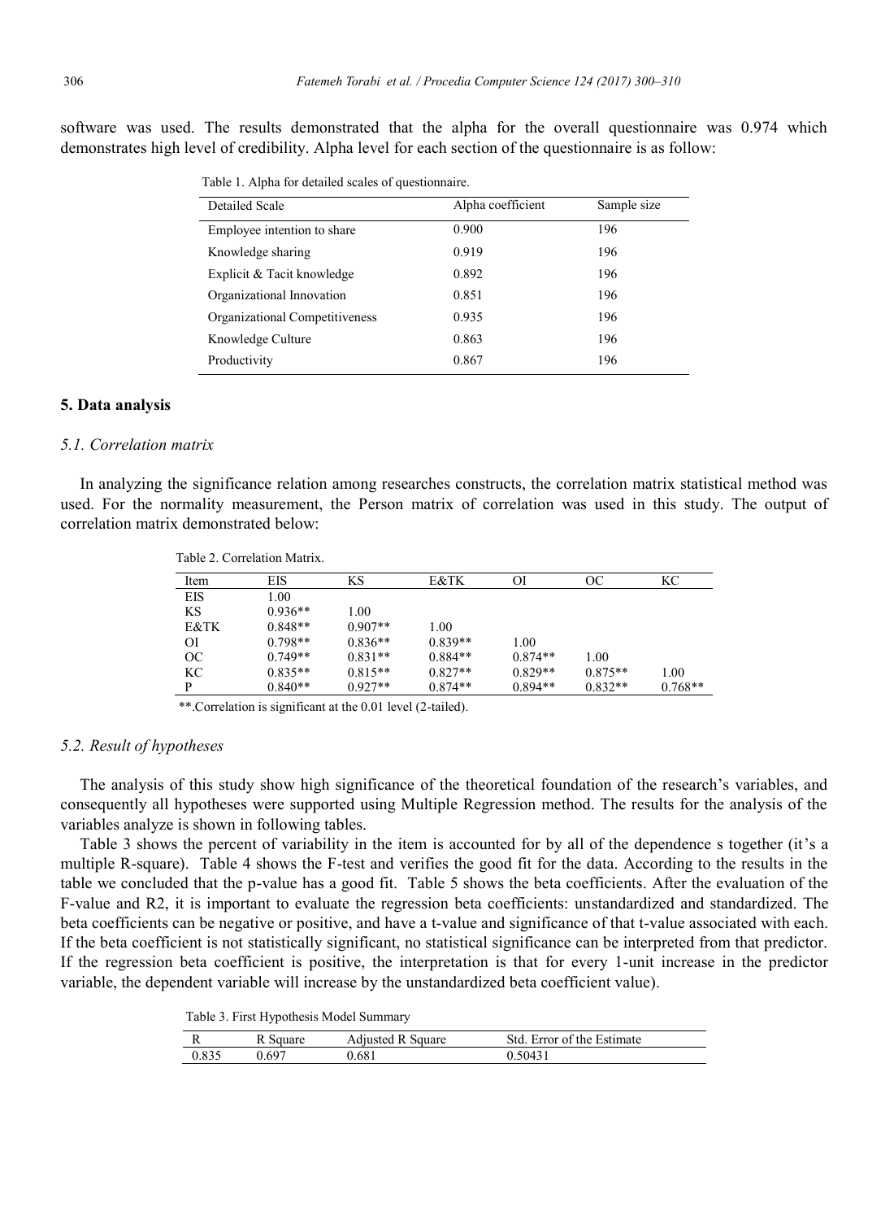software was used. The results demonstrated that the alpha for the overall questionnaire was 0.974 which demonstrates high level of credibility. Alpha level for each section of the questionnaire is as follow:

Table 1. Alpha for detailed scales of questionnaire.

| Detailed Scale | Alpha coefficient | Sample size |
|---|---|---|
| Employee intention to share | 0.900 | 196 |
| Knowledge sharing | 0.919 | 196 |
| Explicit & Tacit knowledge | 0.892 | 196 |
| Organizational Innovation | 0.851 | 196 |
| Organizational Competitiveness | 0.935 | 196 |
| Knowledge Culture | 0.863 | 196 |
| Productivity | 0.867 | 196 |

## 5. Data analysis

### *5.1. Correlation matrix*

In analyzing the significance relation among researches constructs, the correlation matrix statistical method was used. For the normality measurement, the Person matrix of correlation was used in this study. The output of correlation matrix demonstrated below:

Table 2. Correlation Matrix.

| Item | EIS | KS | E&TK | OI | OC | KC |
|---|---|---|---|---|---|---|
| EIS | 1.00 | | | | | |
| KS | 0.936** | 1.00 | | | | |
| E&TK | 0.848** | 0.907** | 1.00 | | | |
| OI | 0.798** | 0.836** | 0.839** | 1.00 | | |
| OC | 0.749** | 0.831** | 0.884** | 0.874** | 1.00 | |
| KC | 0.835** | 0.815** | 0.827** | 0.829** | 0.875** | 1.00 |
| P | 0.840** | 0.927** | 0.874** | 0.894** | 0.832** | 0.768** |

**.Correlation is significant at the 0.01 level (2-tailed).

### *5.2. Result of hypotheses*

The analysis of this study show high significance of the theoretical foundation of the research's variables, and consequently all hypotheses were supported using Multiple Regression method. The results for the analysis of the variables analyze is shown in following tables.

Table 3 shows the percent of variability in the item is accounted for by all of the dependence s together (it's a multiple R-square). Table 4 shows the F-test and verifies the good fit for the data. According to the results in the table we concluded that the p-value has a good fit. Table 5 shows the beta coefficients. After the evaluation of the F-value and R2, it is important to evaluate the regression beta coefficients: unstandardized and standardized. The beta coefficients can be negative or positive, and have a t-value and significance of that t-value associated with each. If the beta coefficient is not statistically significant, no statistical significance can be interpreted from that predictor. If the regression beta coefficient is positive, the interpretation is that for every 1-unit increase in the predictor variable, the dependent variable will increase by the unstandardized beta coefficient value).

Table 3. First Hypothesis Model Summary

| R | R Square | Adjusted R Square | Std. Error of the Estimate |
|---|---|---|---|
| 0.835 | 0.697 | 0.681 | 0.50431 |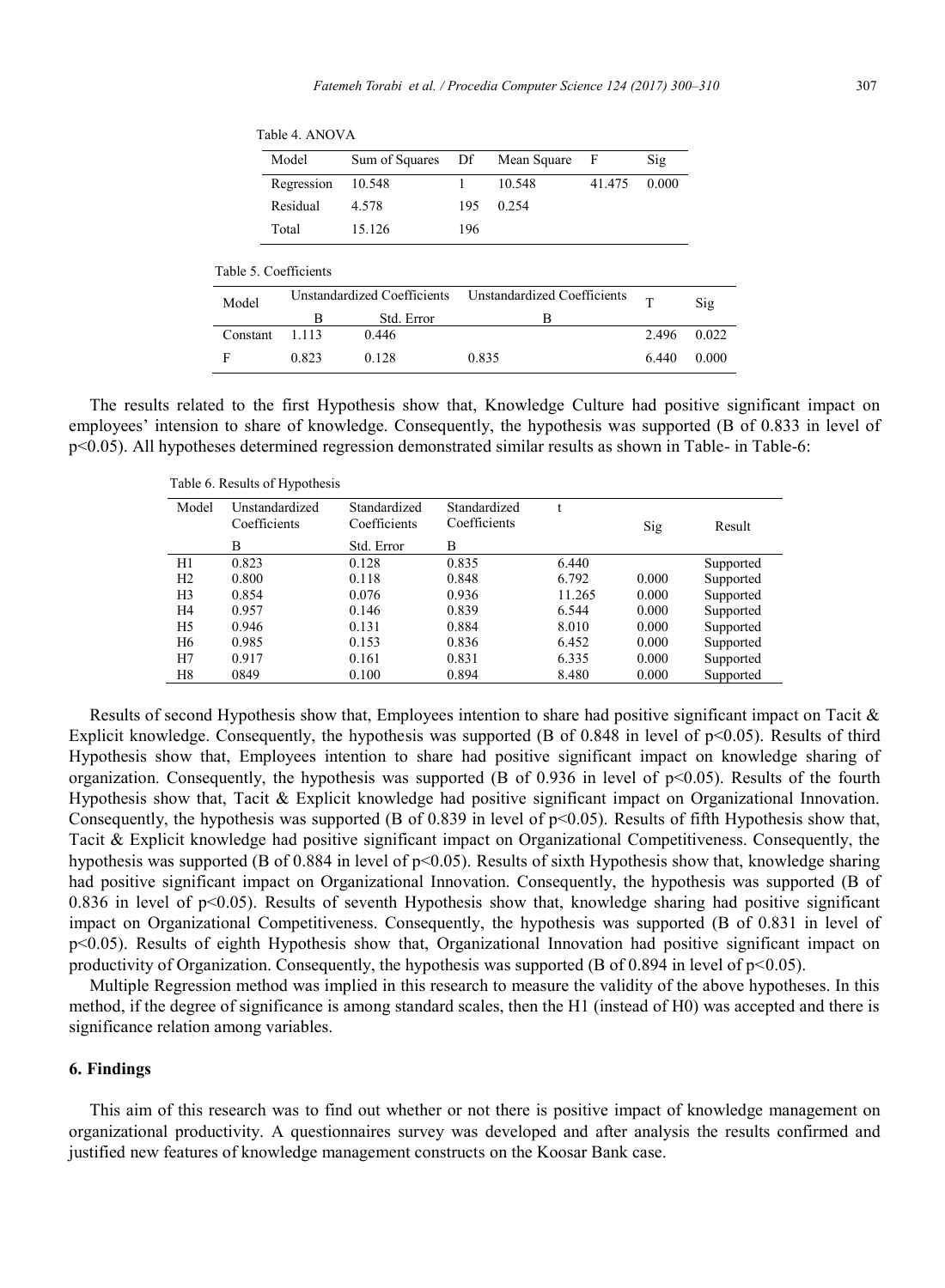Table 4. ANOVA

| Model | Sum of Squares | Df | Mean Square | F | Sig |
|---|---|---|---|---|---|
| Regression | 10.548 | 1 | 10.548 | 41.475 | 0.000 |
| Residual | 4.578 | 195 | 0.254 | | |
| Total | 15.126 | 196 | | | |

Table 5. Coefficients

| Model | Unstandardized Coefficients | | Unstandardized Coefficients | T | Sig |
|---|---|---|---|---|---|
| | B | Std. Error | B | | |
| Constant | 1.113 | 0.446 | | 2.496 | 0.022 |
| F | 0.823 | 0.128 | 0.835 | 6.440 | 0.000 |

The results related to the first Hypothesis show that, Knowledge Culture had positive significant impact on employees' intension to share of knowledge. Consequently, the hypothesis was supported (B of 0.833 in level of $p<0.05$). All hypotheses determined regression demonstrated similar results as shown in Table- in Table-6:

Table 6. Results of Hypothesis

| Model | Unstandardized Coefficients | Standardized Coefficients | Standardized Coefficients | t | Sig | Result |
|---|---|---|---|---|---|---|
| | B | Std. Error | B | | | |
| H1 | 0.823 | 0.128 | 0.835 | 6.440 | | Supported |
| H2 | 0.800 | 0.118 | 0.848 | 6.792 | 0.000 | Supported |
| H3 | 0.854 | 0.076 | 0.936 | 11.265 | 0.000 | Supported |
| H4 | 0.957 | 0.146 | 0.839 | 6.544 | 0.000 | Supported |
| H5 | 0.946 | 0.131 | 0.884 | 8.010 | 0.000 | Supported |
| H6 | 0.985 | 0.153 | 0.836 | 6.452 | 0.000 | Supported |
| H7 | 0.917 | 0.161 | 0.831 | 6.335 | 0.000 | Supported |
| H8 | 0849 | 0.100 | 0.894 | 8.480 | 0.000 | Supported |

Results of second Hypothesis show that, Employees intention to share had positive significant impact on Tacit & Explicit knowledge. Consequently, the hypothesis was supported (B of 0.848 in level of $p<0.05$). Results of third Hypothesis show that, Employees intention to share had positive significant impact on knowledge sharing of organization. Consequently, the hypothesis was supported (B of 0.936 in level of $p<0.05$). Results of the fourth Hypothesis show that, Tacit & Explicit knowledge had positive significant impact on Organizational Innovation. Consequently, the hypothesis was supported (B of 0.839 in level of $p<0.05$). Results of fifth Hypothesis show that, Tacit & Explicit knowledge had positive significant impact on Organizational Competitiveness. Consequently, the hypothesis was supported (B of 0.884 in level of $p<0.05$). Results of sixth Hypothesis show that, knowledge sharing had positive significant impact on Organizational Innovation. Consequently, the hypothesis was supported (B of 0.836 in level of $p<0.05$). Results of seventh Hypothesis show that, knowledge sharing had positive significant impact on Organizational Competitiveness. Consequently, the hypothesis was supported (B of 0.831 in level of $p<0.05$). Results of eighth Hypothesis show that, Organizational Innovation had positive significant impact on productivity of Organization. Consequently, the hypothesis was supported (B of 0.894 in level of $p<0.05$).

Multiple Regression method was implied in this research to measure the validity of the above hypotheses. In this method, if the degree of significance is among standard scales, then the H1 (instead of H0) was accepted and there is significance relation among variables.

## 6. Findings

This aim of this research was to find out whether or not there is positive impact of knowledge management on organizational productivity. A questionnaires survey was developed and after analysis the results confirmed and justified new features of knowledge management constructs on the Koosar Bank case.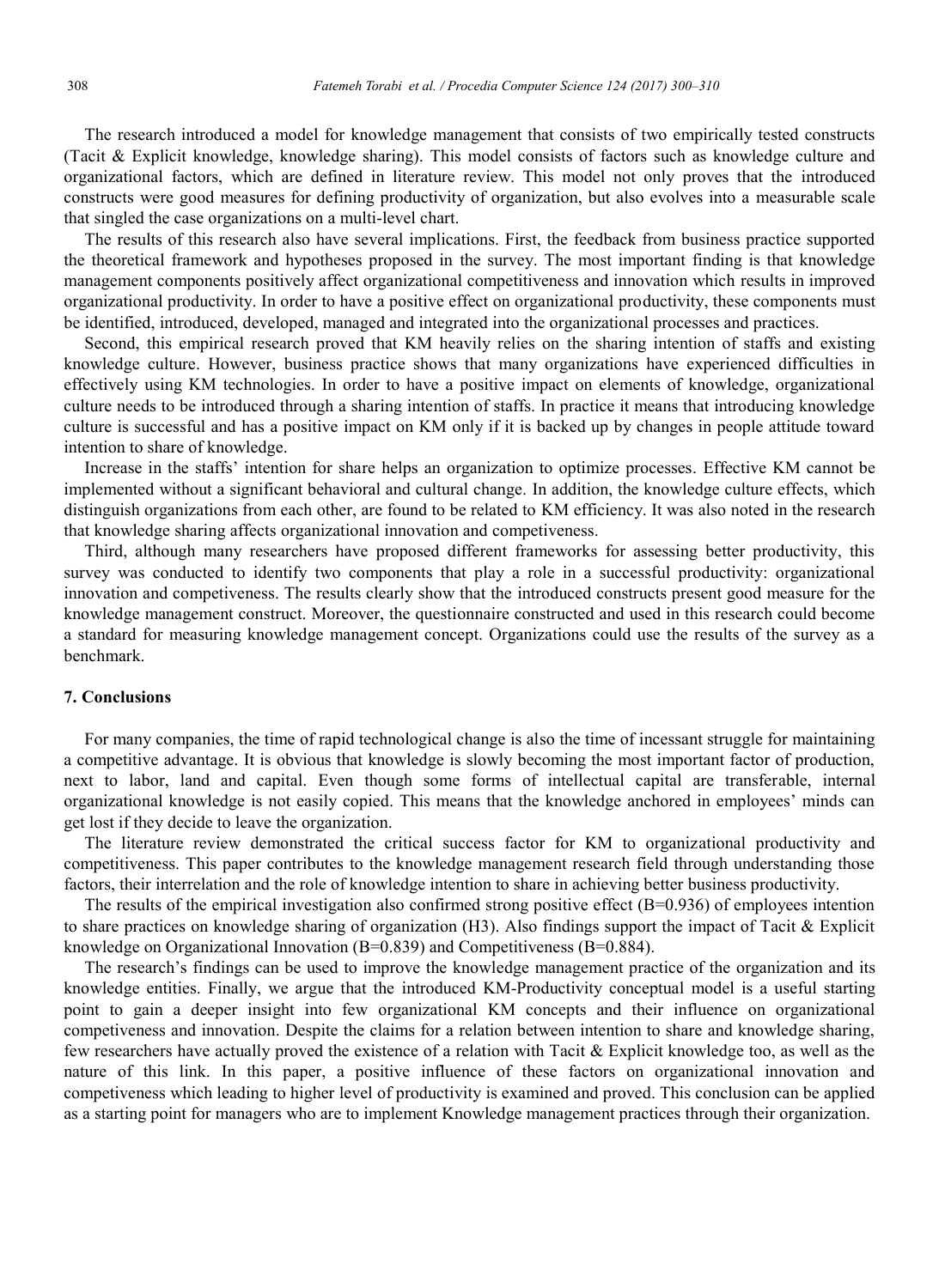The research introduced a model for knowledge management that consists of two empirically tested constructs (Tacit & Explicit knowledge, knowledge sharing). This model consists of factors such as knowledge culture and organizational factors, which are defined in literature review. This model not only proves that the introduced constructs were good measures for defining productivity of organization, but also evolves into a measurable scale that singled the case organizations on a multi-level chart.

The results of this research also have several implications. First, the feedback from business practice supported the theoretical framework and hypotheses proposed in the survey. The most important finding is that knowledge management components positively affect organizational competitiveness and innovation which results in improved organizational productivity. In order to have a positive effect on organizational productivity, these components must be identified, introduced, developed, managed and integrated into the organizational processes and practices.

Second, this empirical research proved that KM heavily relies on the sharing intention of staffs and existing knowledge culture. However, business practice shows that many organizations have experienced difficulties in effectively using KM technologies. In order to have a positive impact on elements of knowledge, organizational culture needs to be introduced through a sharing intention of staffs. In practice it means that introducing knowledge culture is successful and has a positive impact on KM only if it is backed up by changes in people attitude toward intention to share of knowledge.

Increase in the staffs' intention for share helps an organization to optimize processes. Effective KM cannot be implemented without a significant behavioral and cultural change. In addition, the knowledge culture effects, which distinguish organizations from each other, are found to be related to KM efficiency. It was also noted in the research that knowledge sharing affects organizational innovation and competiveness.

Third, although many researchers have proposed different frameworks for assessing better productivity, this survey was conducted to identify two components that play a role in a successful productivity: organizational innovation and competiveness. The results clearly show that the introduced constructs present good measure for the knowledge management construct. Moreover, the questionnaire constructed and used in this research could become a standard for measuring knowledge management concept. Organizations could use the results of the survey as a benchmark.

## 7. Conclusions

For many companies, the time of rapid technological change is also the time of incessant struggle for maintaining a competitive advantage. It is obvious that knowledge is slowly becoming the most important factor of production, next to labor, land and capital. Even though some forms of intellectual capital are transferable, internal organizational knowledge is not easily copied. This means that the knowledge anchored in employees' minds can get lost if they decide to leave the organization.

The literature review demonstrated the critical success factor for KM to organizational productivity and competitiveness. This paper contributes to the knowledge management research field through understanding those factors, their interrelation and the role of knowledge intention to share in achieving better business productivity.

The results of the empirical investigation also confirmed strong positive effect (B=0.936) of employees intention to share practices on knowledge sharing of organization (H3). Also findings support the impact of Tacit & Explicit knowledge on Organizational Innovation (B=0.839) and Competitiveness (B=0.884).

The research's findings can be used to improve the knowledge management practice of the organization and its knowledge entities. Finally, we argue that the introduced KM-Productivity conceptual model is a useful starting point to gain a deeper insight into few organizational KM concepts and their influence on organizational competiveness and innovation. Despite the claims for a relation between intention to share and knowledge sharing, few researchers have actually proved the existence of a relation with Tacit & Explicit knowledge too, as well as the nature of this link. In this paper, a positive influence of these factors on organizational innovation and competiveness which leading to higher level of productivity is examined and proved. This conclusion can be applied as a starting point for managers who are to implement Knowledge management practices through their organization.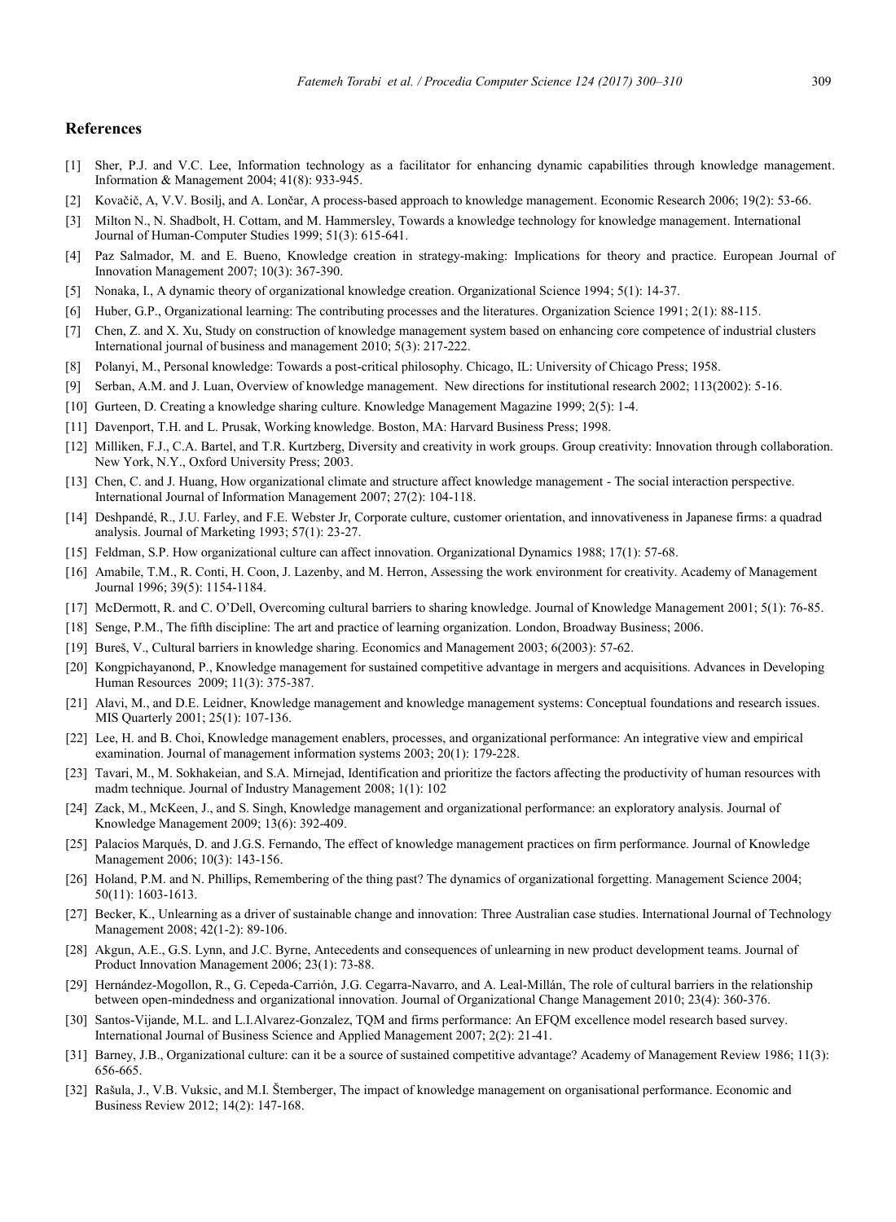## References

[1] Sher, P.J. and V.C. Lee, Information technology as a facilitator for enhancing dynamic capabilities through knowledge management. Information & Management 2004; 41(8): 933-945.

[2] Kovačič, A, V.V. Bosilj, and A. Lončar, A process-based approach to knowledge management. Economic Research 2006; 19(2): 53-66.

[3] Milton N., N. Shadbolt, H. Cottam, and M. Hammersley, Towards a knowledge technology for knowledge management. International Journal of Human-Computer Studies 1999; 51(3): 615-641.

[4] Paz Salmador, M. and E. Bueno, Knowledge creation in strategy-making: Implications for theory and practice. European Journal of Innovation Management 2007; 10(3): 367-390.

[5] Nonaka, I., A dynamic theory of organizational knowledge creation. Organizational Science 1994; 5(1): 14-37.

[6] Huber, G.P., Organizational learning: The contributing processes and the literatures. Organization Science 1991; 2(1): 88-115.

[7] Chen, Z. and X. Xu, Study on construction of knowledge management system based on enhancing core competence of industrial clusters International journal of business and management 2010; 5(3): 217-222.

[8] Polanyi, M., Personal knowledge: Towards a post-critical philosophy. Chicago, IL: University of Chicago Press; 1958.

[9] Serban, A.M. and J. Luan, Overview of knowledge management. New directions for institutional research 2002; 113(2002): 5-16.

[10] Gurteen, D. Creating a knowledge sharing culture. Knowledge Management Magazine 1999; 2(5): 1-4.

[11] Davenport, T.H. and L. Prusak, Working knowledge. Boston, MA: Harvard Business Press; 1998.

[12] Milliken, F.J., C.A. Bartel, and T.R. Kurtzberg, Diversity and creativity in work groups. Group creativity: Innovation through collaboration. New York, N.Y., Oxford University Press; 2003.

[13] Chen, C. and J. Huang, How organizational climate and structure affect knowledge management - The social interaction perspective. International Journal of Information Management 2007; 27(2): 104-118.

[14] Deshpandé, R., J.U. Farley, and F.E. Webster Jr, Corporate culture, customer orientation, and innovativeness in Japanese firms: a quadrad analysis. Journal of Marketing 1993; 57(1): 23-27.

[15] Feldman, S.P. How organizational culture can affect innovation. Organizational Dynamics 1988; 17(1): 57-68.

[16] Amabile, T.M., R. Conti, H. Coon, J. Lazenby, and M. Herron, Assessing the work environment for creativity. Academy of Management Journal 1996; 39(5): 1154-1184.

[17] McDermott, R. and C. O'Dell, Overcoming cultural barriers to sharing knowledge. Journal of Knowledge Management 2001; 5(1): 76-85.

[18] Senge, P.M., The fifth discipline: The art and practice of learning organization. London, Broadway Business; 2006.

[19] Bureš, V., Cultural barriers in knowledge sharing. Economics and Management 2003; 6(2003): 57-62.

[20] Kongpichayanond, P., Knowledge management for sustained competitive advantage in mergers and acquisitions. Advances in Developing Human Resources 2009; 11(3): 375-387.

[21] Alavi, M., and D.E. Leidner, Knowledge management and knowledge management systems: Conceptual foundations and research issues. MIS Quarterly 2001; 25(1): 107-136.

[22] Lee, H. and B. Choi, Knowledge management enablers, processes, and organizational performance: An integrative view and empirical examination. Journal of management information systems 2003; 20(1): 179-228.

[23] Tavari, M., M. Sokhakeian, and S.A. Mirnejad, Identification and prioritize the factors affecting the productivity of human resources with madm technique. Journal of Industry Management 2008; 1(1): 102

[24] Zack, M., McKeen, J., and S. Singh, Knowledge management and organizational performance: an exploratory analysis. Journal of Knowledge Management 2009; 13(6): 392-409.

[25] Palacios Marqués, D. and J.G.S. Fernando, The effect of knowledge management practices on firm performance. Journal of Knowledge Management 2006; 10(3): 143-156.

[26] Holand, P.M. and N. Phillips, Remembering of the thing past? The dynamics of organizational forgetting. Management Science 2004; 50(11): 1603-1613.

[27] Becker, K., Unlearning as a driver of sustainable change and innovation: Three Australian case studies. International Journal of Technology Management 2008; 42(1-2): 89-106.

[28] Akgun, A.E., G.S. Lynn, and J.C. Byrne, Antecedents and consequences of unlearning in new product development teams. Journal of Product Innovation Management 2006; 23(1): 73-88.

[29] Hernández-Mogollon, R., G. Cepeda-Carrión, J.G. Cegarra-Navarro, and A. Leal-Millán, The role of cultural barriers in the relationship between open-mindedness and organizational innovation. Journal of Organizational Change Management 2010; 23(4): 360-376.

[30] Santos-Vijande, M.L. and L.I.Alvarez-Gonzalez, TQM and firms performance: An EFQM excellence model research based survey. International Journal of Business Science and Applied Management 2007; 2(2): 21-41.

[31] Barney, J.B., Organizational culture: can it be a source of sustained competitive advantage? Academy of Management Review 1986; 11(3): 656-665.

[32] Rašula, J., V.B. Vuksic, and M.I. Štemberger, The impact of knowledge management on organisational performance. Economic and Business Review 2012; 14(2): 147-168.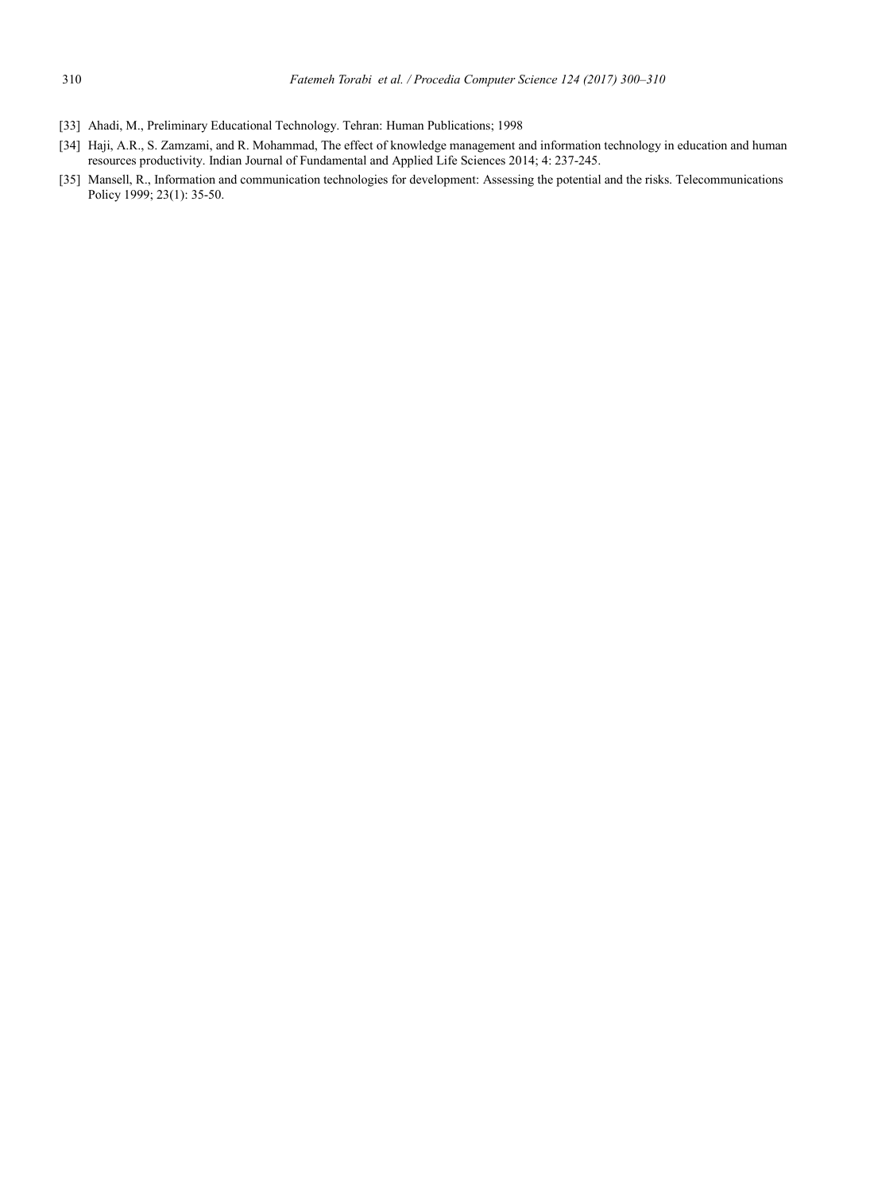[33] Ahadi, M., Preliminary Educational Technology. Tehran: Human Publications; 1998

[34] Haji, A.R., S. Zamzami, and R. Mohammad, The effect of knowledge management and information technology in education and human resources productivity. Indian Journal of Fundamental and Applied Life Sciences 2014; 4: 237-245.

[35] Mansell, R., Information and communication technologies for development: Assessing the potential and the risks. Telecommunications Policy 1999; 23(1): 35-50.